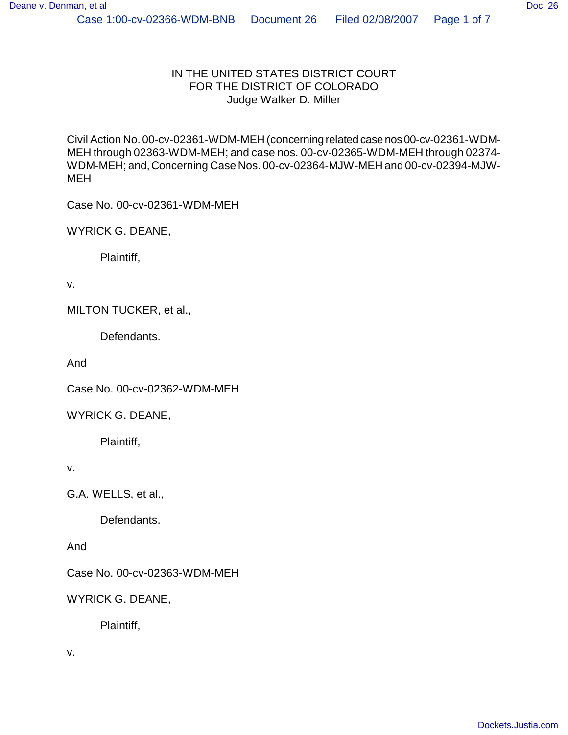IN THE UNITED STATES DISTRICT COURT
FOR THE DISTRICT OF COLORADO
Judge Walker D. Miller

Civil Action No. 00-cv-02361-WDM-MEH (concerning related case nos 00-cv-02361-WDM-MEH through 02363-WDM-MEH; and case nos. 00-cv-02365-WDM-MEH through 02374-WDM-MEH; and, Concerning Case Nos. 00-cv-02364-MJW-MEH and 00-cv-02394-MJW-MEH

Case No. 00-cv-02361-WDM-MEH

WYRICK G. DEANE,

Plaintiff,

v.

MILTON TUCKER, et al.,

Defendants.

And

Case No. 00-cv-02362-WDM-MEH

WYRICK G. DEANE,

Plaintiff,

v.

G.A. WELLS, et al.,

Defendants.

And

Case No. 00-cv-02363-WDM-MEH

WYRICK G. DEANE,

Plaintiff,

v.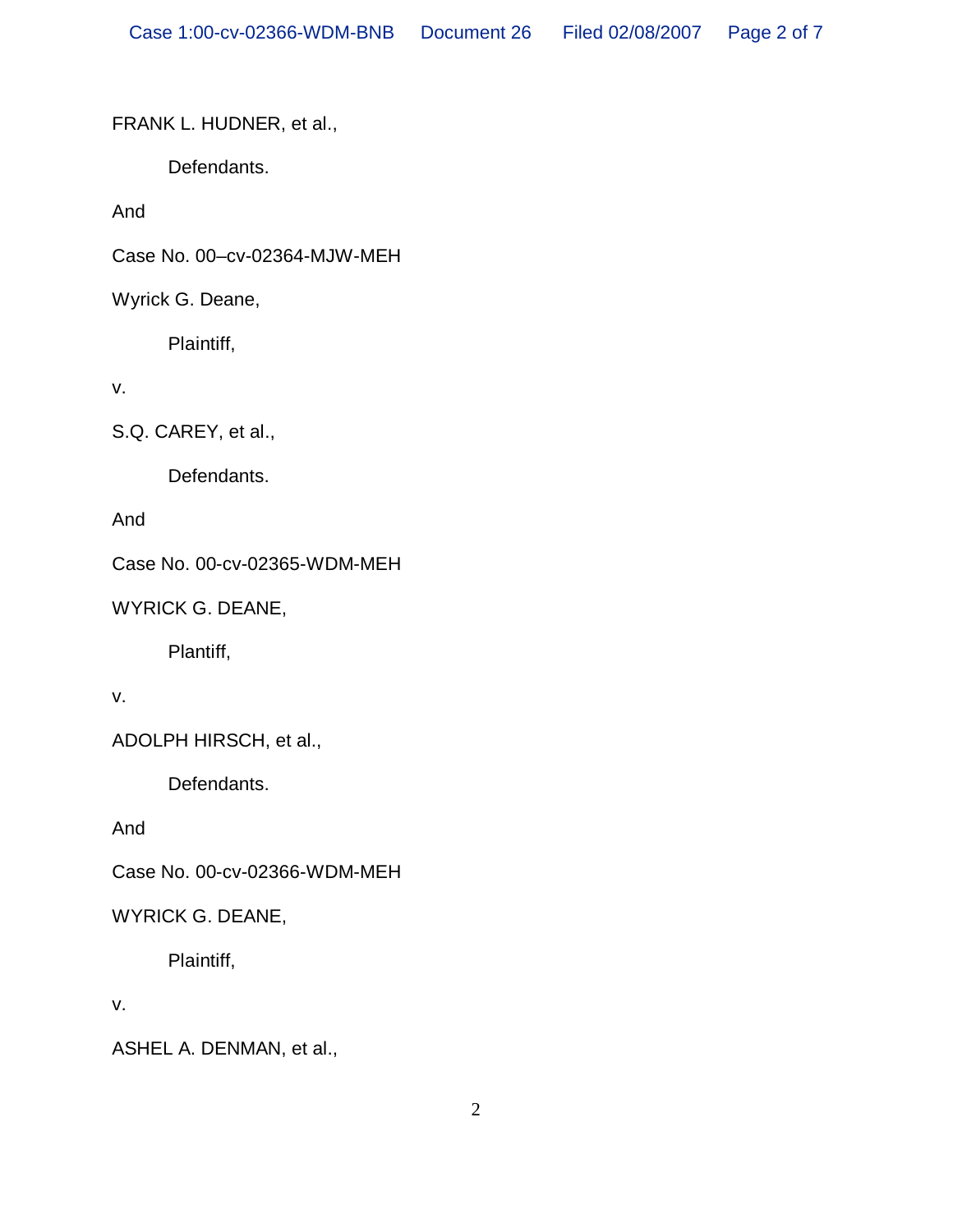FRANK L. HUDNER, et al.,

Defendants.

And

Case No. 00–cv-02364-MJW-MEH

Wyrick G. Deane,

Plaintiff,

v.

S.Q. CAREY, et al.,

Defendants.

And

Case No. 00-cv-02365-WDM-MEH

WYRICK G. DEANE,

Plantiff,

v.

ADOLPH HIRSCH, et al.,

Defendants.

And

Case No. 00-cv-02366-WDM-MEH

WYRICK G. DEANE,

Plaintiff,

v.

ASHEL A. DENMAN, et al.,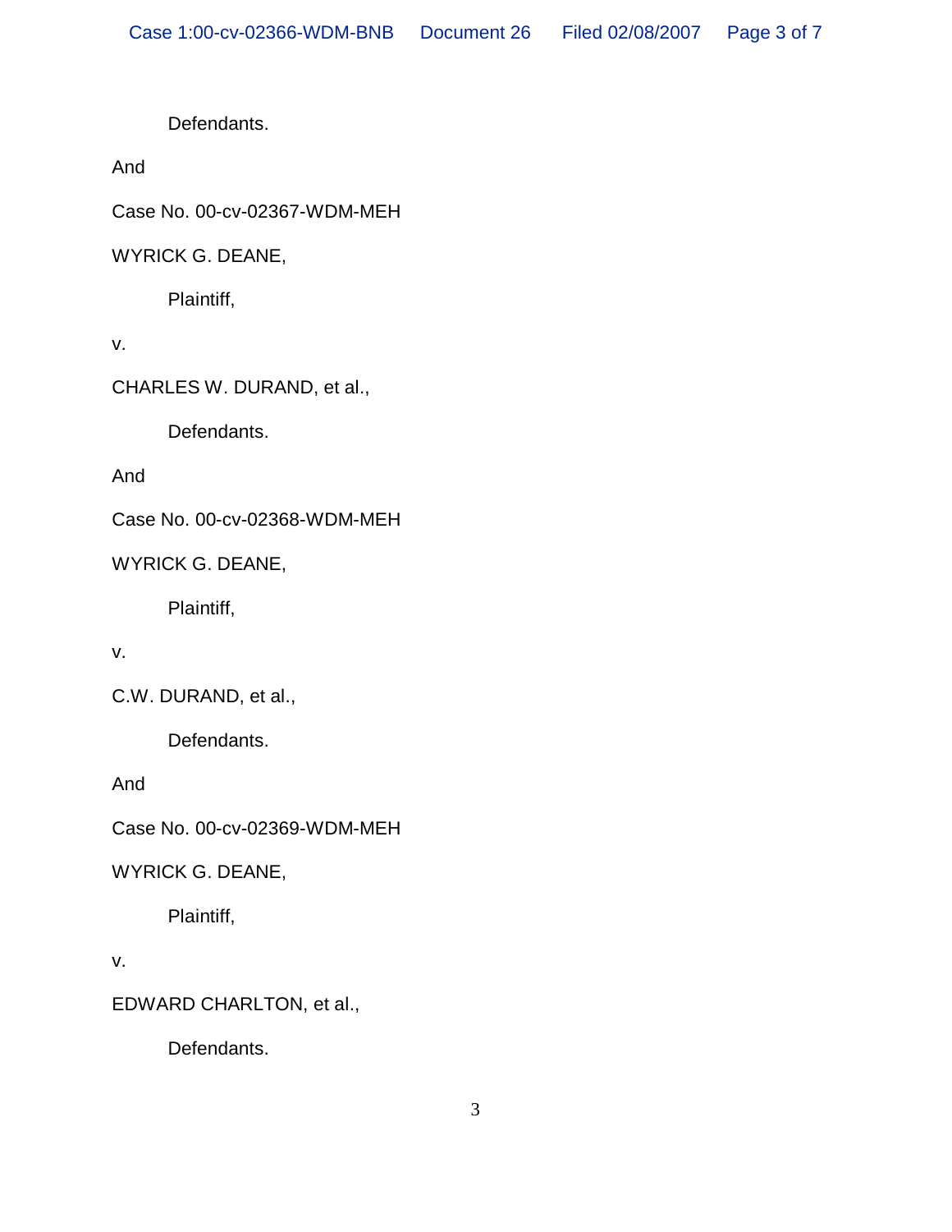Defendants.

And

Case No. 00-cv-02367-WDM-MEH

WYRICK G. DEANE,

Plaintiff,

v.

CHARLES W. DURAND, et al.,

Defendants.

And

Case No. 00-cv-02368-WDM-MEH

WYRICK G. DEANE,

Plaintiff,

v.

C.W. DURAND, et al.,

Defendants.

And

Case No. 00-cv-02369-WDM-MEH

WYRICK G. DEANE,

Plaintiff,

v.

EDWARD CHARLTON, et al.,

Defendants.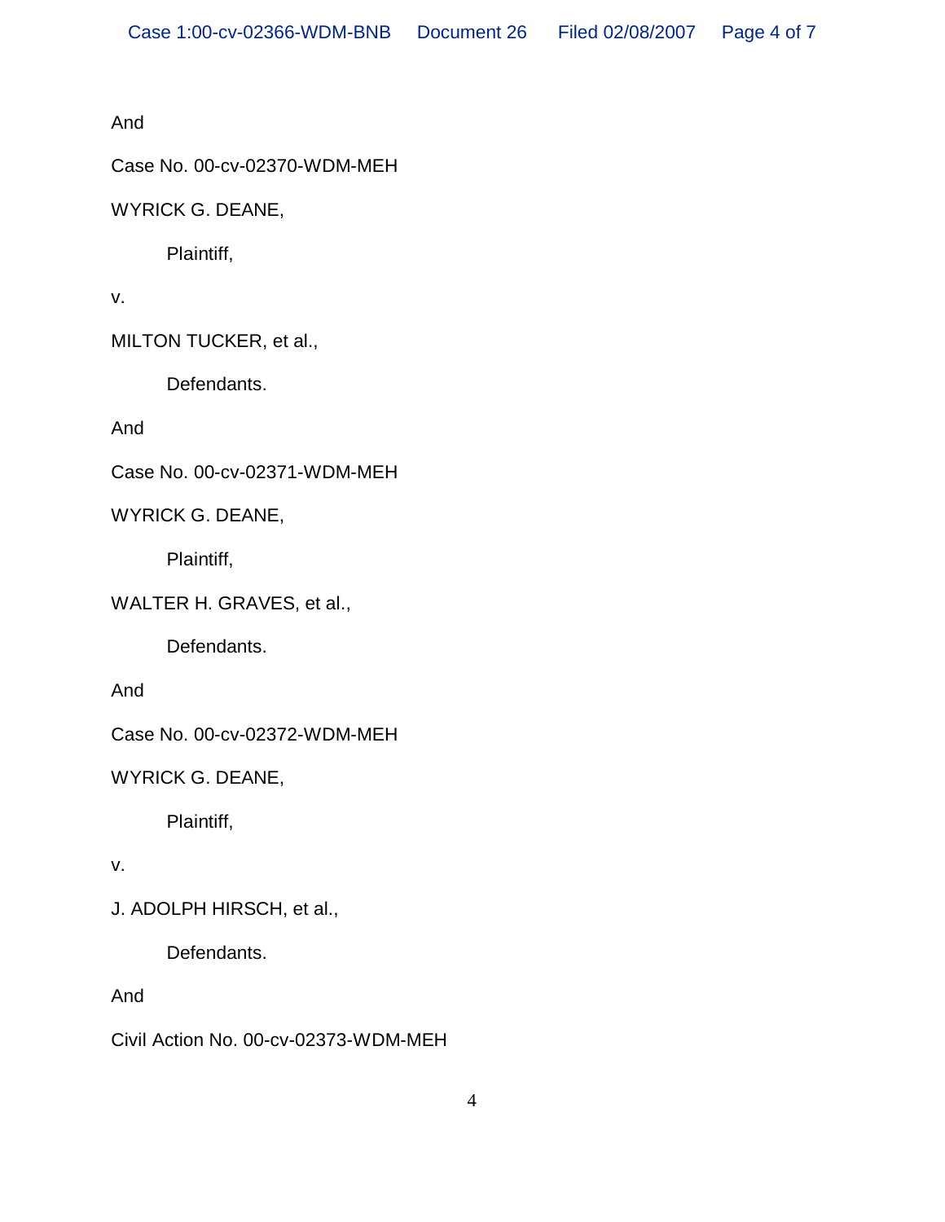And

Case No. 00-cv-02370-WDM-MEH

WYRICK G. DEANE,

Plaintiff,

v.

MILTON TUCKER, et al.,

Defendants.

And

Case No. 00-cv-02371-WDM-MEH

WYRICK G. DEANE,

Plaintiff,

WALTER H. GRAVES, et al.,

Defendants.

And

Case No. 00-cv-02372-WDM-MEH

WYRICK G. DEANE,

Plaintiff,

v.

J. ADOLPH HIRSCH, et al.,

Defendants.

And

Civil Action No. 00-cv-02373-WDM-MEH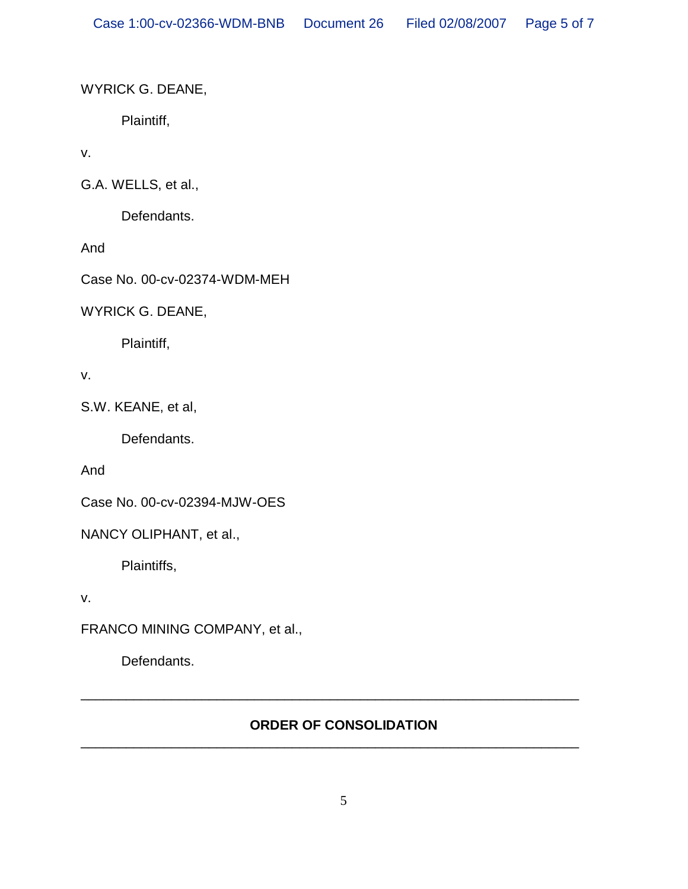WYRICK G. DEANE,

Plaintiff,

v.

G.A. WELLS, et al.,

Defendants.

And

Case No. 00-cv-02374-WDM-MEH

WYRICK G. DEANE,

Plaintiff,

v.

S.W. KEANE, et al,

Defendants.

And

Case No. 00-cv-02394-MJW-OES

NANCY OLIPHANT, et al.,

Plaintiffs,

v.

FRANCO MINING COMPANY, et al.,

Defendants.

---

**ORDER OF CONSOLIDATION**

---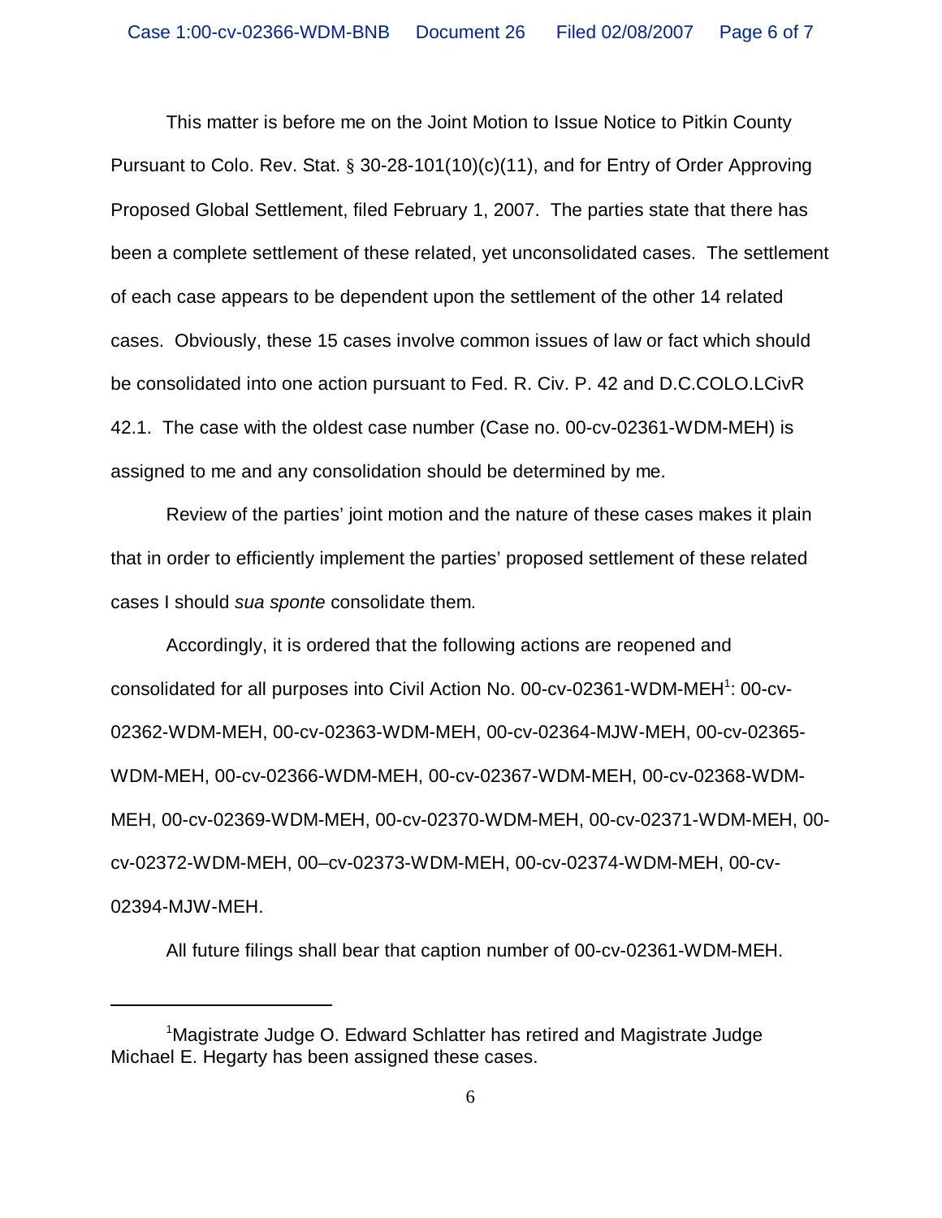This matter is before me on the Joint Motion to Issue Notice to Pitkin County Pursuant to Colo. Rev. Stat. § 30-28-101(10)(c)(11), and for Entry of Order Approving Proposed Global Settlement, filed February 1, 2007. The parties state that there has been a complete settlement of these related, yet unconsolidated cases. The settlement of each case appears to be dependent upon the settlement of the other 14 related cases. Obviously, these 15 cases involve common issues of law or fact which should be consolidated into one action pursuant to Fed. R. Civ. P. 42 and D.C.COLO.LCivR 42.1. The case with the oldest case number (Case no. 00-cv-02361-WDM-MEH) is assigned to me and any consolidation should be determined by me.

Review of the parties' joint motion and the nature of these cases makes it plain that in order to efficiently implement the parties' proposed settlement of these related cases I should *sua sponte* consolidate them.

Accordingly, it is ordered that the following actions are reopened and consolidated for all purposes into Civil Action No. 00-cv-02361-WDM-MEH[1]: 00-cv-02362-WDM-MEH, 00-cv-02363-WDM-MEH, 00-cv-02364-MJW-MEH, 00-cv-02365-WDM-MEH, 00-cv-02366-WDM-MEH, 00-cv-02367-WDM-MEH, 00-cv-02368-WDM-MEH, 00-cv-02369-WDM-MEH, 00-cv-02370-WDM-MEH, 00-cv-02371-WDM-MEH, 00-cv-02372-WDM-MEH, 00–cv-02373-WDM-MEH, 00-cv-02374-WDM-MEH, 00-cv-02394-MJW-MEH.

All future filings shall bear that caption number of 00-cv-02361-WDM-MEH.

---

[1] Magistrate Judge O. Edward Schlatter has retired and Magistrate Judge Michael E. Hegarty has been assigned these cases.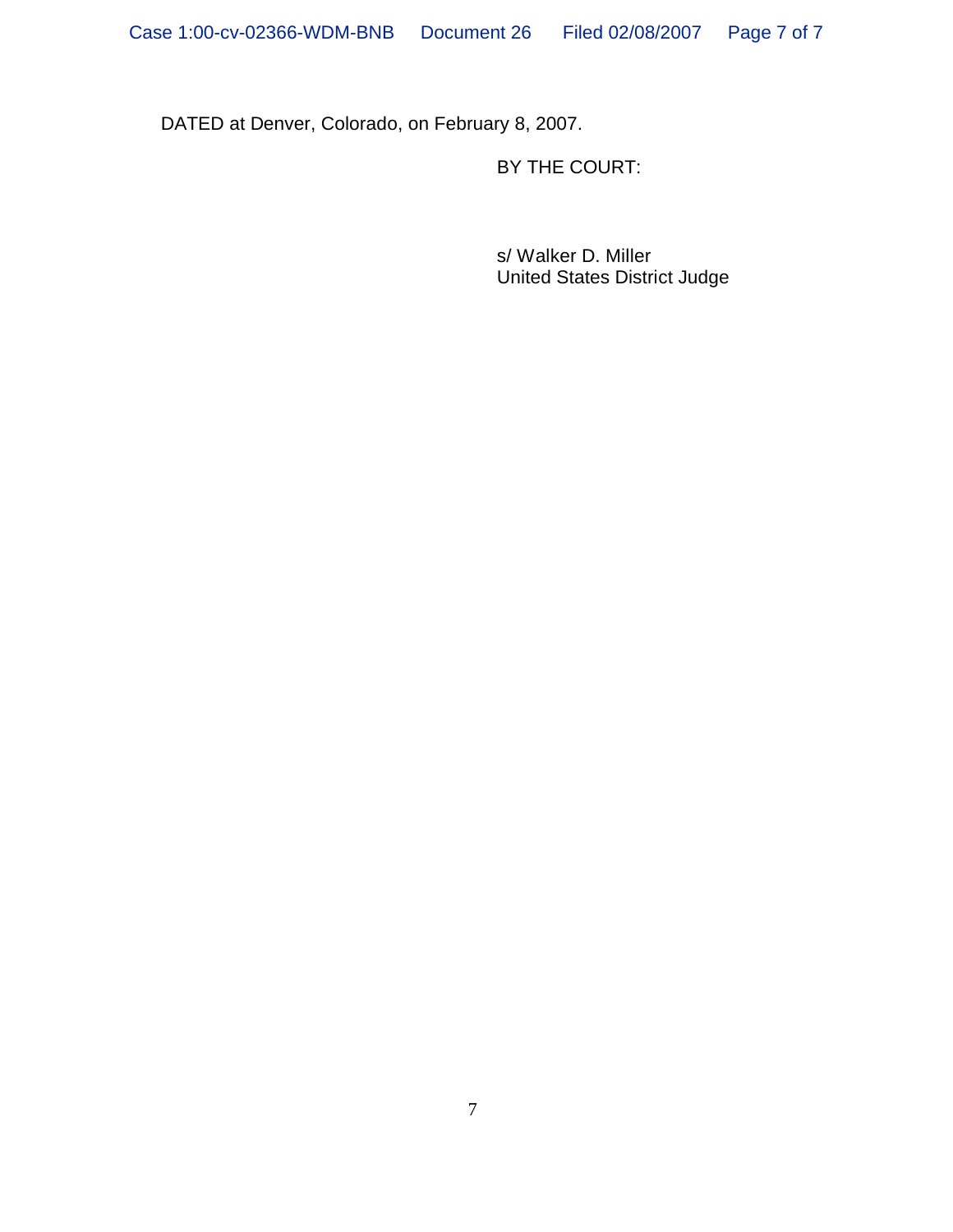DATED at Denver, Colorado, on February 8, 2007.

BY THE COURT:

s/ Walker D. Miller
United States District Judge